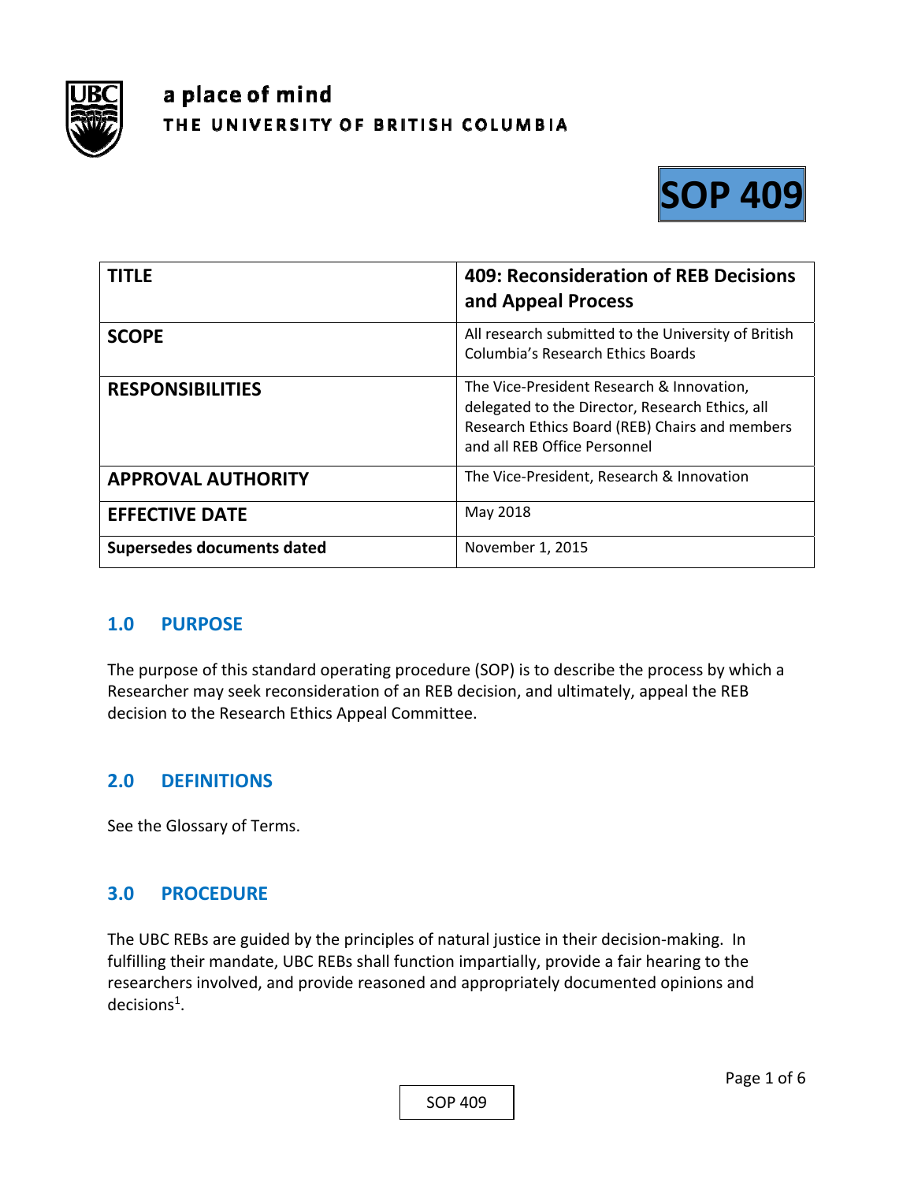a place of mind
THE UNIVERSITY OF BRITISH COLUMBIA

# SOP 409

| TITLE | 409: Reconsideration of REB Decisions and Appeal Process |
|---|---|
| SCOPE | All research submitted to the University of British Columbia's Research Ethics Boards |
| RESPONSIBILITIES | The Vice-President Research & Innovation, delegated to the Director, Research Ethics, all Research Ethics Board (REB) Chairs and members and all REB Office Personnel |
| APPROVAL AUTHORITY | The Vice-President, Research & Innovation |
| EFFECTIVE DATE | May 2018 |
| Supersedes documents dated | November 1, 2015 |

## 1.0 PURPOSE

The purpose of this standard operating procedure (SOP) is to describe the process by which a Researcher may seek reconsideration of an REB decision, and ultimately, appeal the REB decision to the Research Ethics Appeal Committee.

## 2.0 DEFINITIONS

See the Glossary of Terms.

## 3.0 PROCEDURE

The UBC REBs are guided by the principles of natural justice in their decision-making. In fulfilling their mandate, UBC REBs shall function impartially, provide a fair hearing to the researchers involved, and provide reasoned and appropriately documented opinions and decisions[1].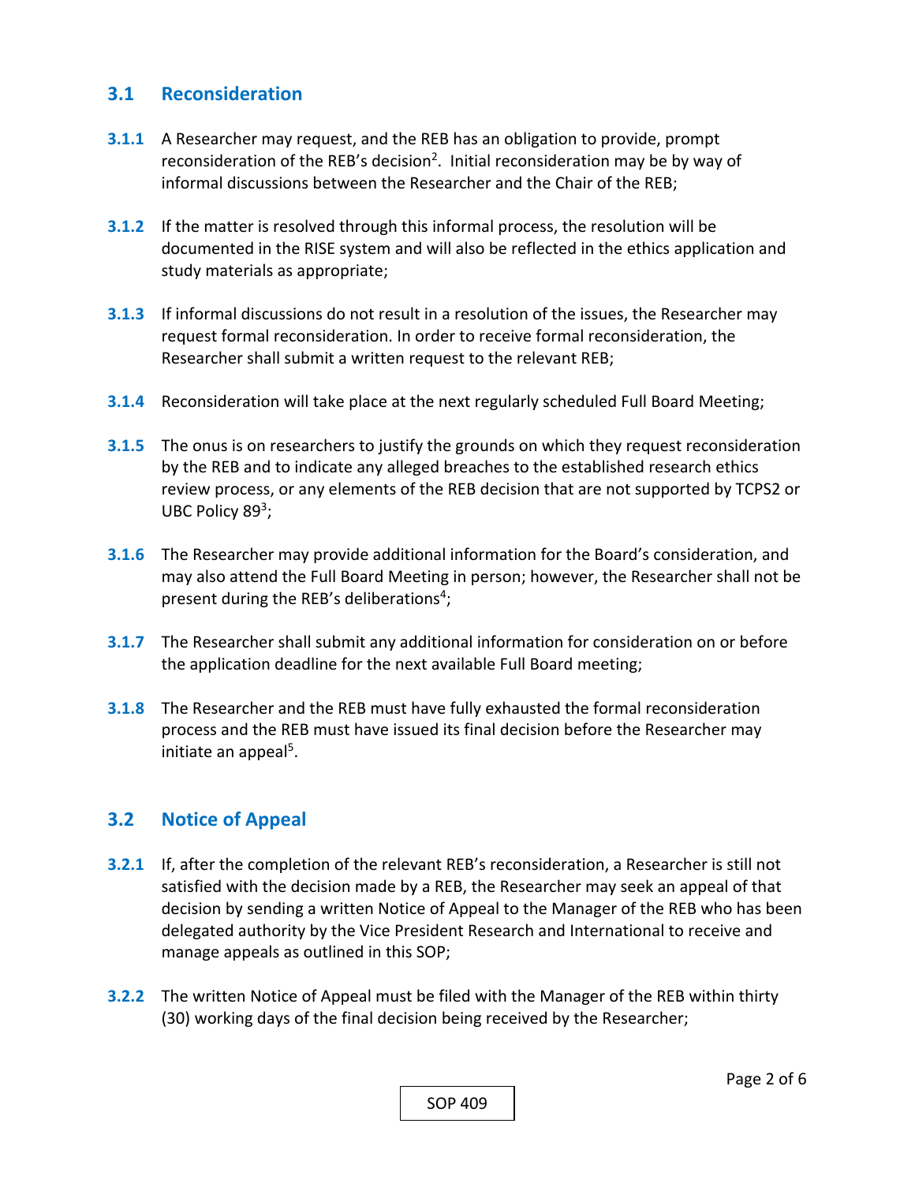## 3.1 Reconsideration

**3.1.1** A Researcher may request, and the REB has an obligation to provide, prompt reconsideration of the REB's decision[2]. Initial reconsideration may be by way of informal discussions between the Researcher and the Chair of the REB;

**3.1.2** If the matter is resolved through this informal process, the resolution will be documented in the RISE system and will also be reflected in the ethics application and study materials as appropriate;

**3.1.3** If informal discussions do not result in a resolution of the issues, the Researcher may request formal reconsideration. In order to receive formal reconsideration, the Researcher shall submit a written request to the relevant REB;

**3.1.4** Reconsideration will take place at the next regularly scheduled Full Board Meeting;

**3.1.5** The onus is on researchers to justify the grounds on which they request reconsideration by the REB and to indicate any alleged breaches to the established research ethics review process, or any elements of the REB decision that are not supported by TCPS2 or UBC Policy 89[3];

**3.1.6** The Researcher may provide additional information for the Board's consideration, and may also attend the Full Board Meeting in person; however, the Researcher shall not be present during the REB's deliberations[4];

**3.1.7** The Researcher shall submit any additional information for consideration on or before the application deadline for the next available Full Board meeting;

**3.1.8** The Researcher and the REB must have fully exhausted the formal reconsideration process and the REB must have issued its final decision before the Researcher may initiate an appeal[5].

## 3.2 Notice of Appeal

**3.2.1** If, after the completion of the relevant REB's reconsideration, a Researcher is still not satisfied with the decision made by a REB, the Researcher may seek an appeal of that decision by sending a written Notice of Appeal to the Manager of the REB who has been delegated authority by the Vice President Research and International to receive and manage appeals as outlined in this SOP;

**3.2.2** The written Notice of Appeal must be filed with the Manager of the REB within thirty (30) working days of the final decision being received by the Researcher;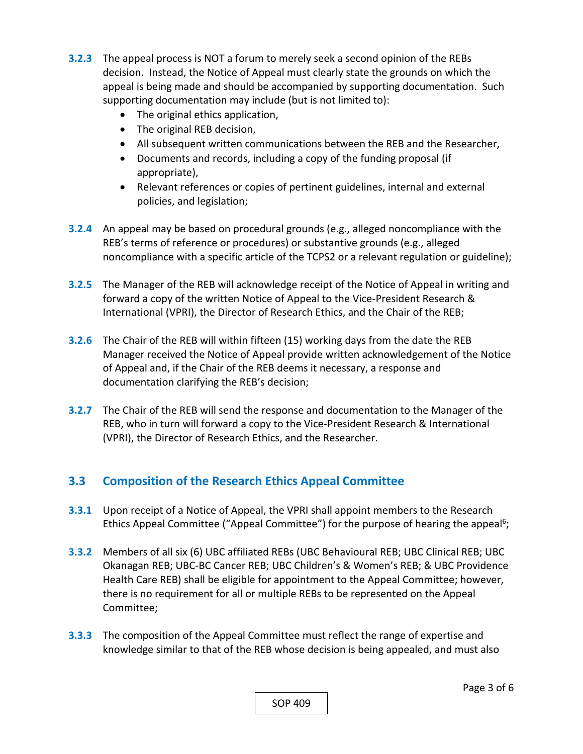**3.2.3** The appeal process is NOT a forum to merely seek a second opinion of the REBs decision. Instead, the Notice of Appeal must clearly state the grounds on which the appeal is being made and should be accompanied by supporting documentation. Such supporting documentation may include (but is not limited to):

- The original ethics application,
- The original REB decision,
- All subsequent written communications between the REB and the Researcher,
- Documents and records, including a copy of the funding proposal (if appropriate),
- Relevant references or copies of pertinent guidelines, internal and external policies, and legislation;

**3.2.4** An appeal may be based on procedural grounds (e.g., alleged noncompliance with the REB's terms of reference or procedures) or substantive grounds (e.g., alleged noncompliance with a specific article of the TCPS2 or a relevant regulation or guideline);

**3.2.5** The Manager of the REB will acknowledge receipt of the Notice of Appeal in writing and forward a copy of the written Notice of Appeal to the Vice-President Research & International (VPRI), the Director of Research Ethics, and the Chair of the REB;

**3.2.6** The Chair of the REB will within fifteen (15) working days from the date the REB Manager received the Notice of Appeal provide written acknowledgement of the Notice of Appeal and, if the Chair of the REB deems it necessary, a response and documentation clarifying the REB's decision;

**3.2.7** The Chair of the REB will send the response and documentation to the Manager of the REB, who in turn will forward a copy to the Vice-President Research & International (VPRI), the Director of Research Ethics, and the Researcher.

## 3.3 Composition of the Research Ethics Appeal Committee

**3.3.1** Upon receipt of a Notice of Appeal, the VPRI shall appoint members to the Research Ethics Appeal Committee ("Appeal Committee") for the purpose of hearing the appeal[6];

**3.3.2** Members of all six (6) UBC affiliated REBs (UBC Behavioural REB; UBC Clinical REB; UBC Okanagan REB; UBC-BC Cancer REB; UBC Children's & Women's REB; & UBC Providence Health Care REB) shall be eligible for appointment to the Appeal Committee; however, there is no requirement for all or multiple REBs to be represented on the Appeal Committee;

**3.3.3** The composition of the Appeal Committee must reflect the range of expertise and knowledge similar to that of the REB whose decision is being appealed, and must also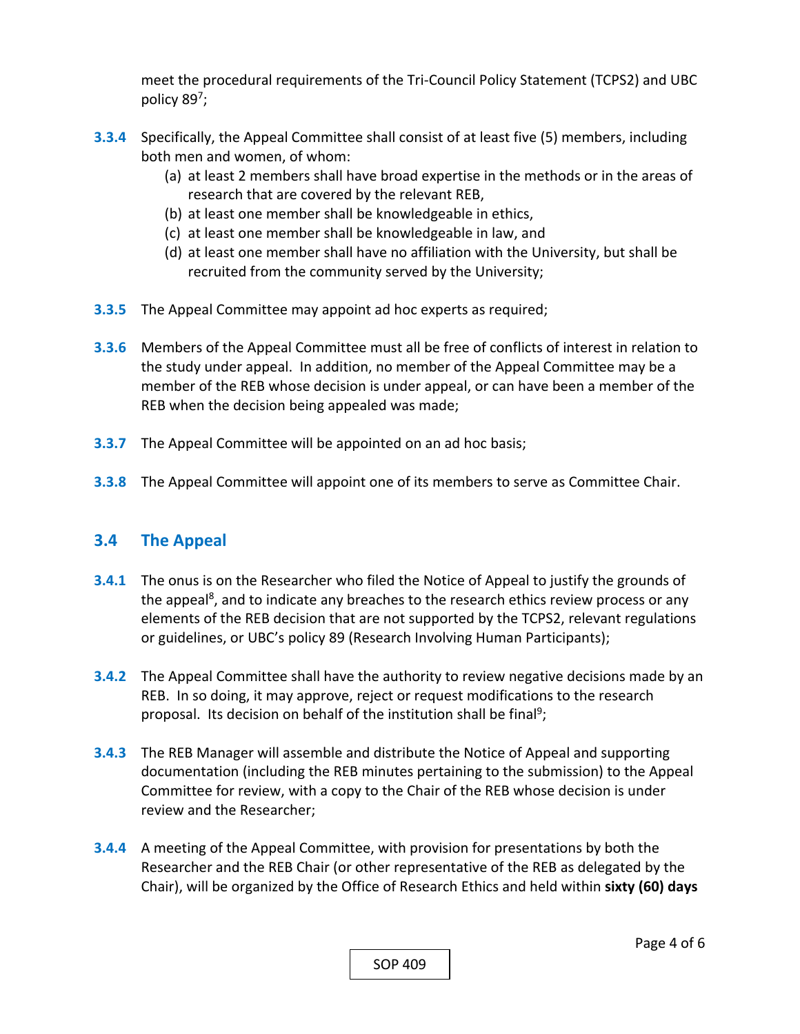meet the procedural requirements of the Tri-Council Policy Statement (TCPS2) and UBC policy 89[7];

**3.3.4** Specifically, the Appeal Committee shall consist of at least five (5) members, including both men and women, of whom:

- (a) at least 2 members shall have broad expertise in the methods or in the areas of research that are covered by the relevant REB,
- (b) at least one member shall be knowledgeable in ethics,
- (c) at least one member shall be knowledgeable in law, and
- (d) at least one member shall have no affiliation with the University, but shall be recruited from the community served by the University;

**3.3.5** The Appeal Committee may appoint ad hoc experts as required;

**3.3.6** Members of the Appeal Committee must all be free of conflicts of interest in relation to the study under appeal. In addition, no member of the Appeal Committee may be a member of the REB whose decision is under appeal, or can have been a member of the REB when the decision being appealed was made;

**3.3.7** The Appeal Committee will be appointed on an ad hoc basis;

**3.3.8** The Appeal Committee will appoint one of its members to serve as Committee Chair.

## 3.4 The Appeal

**3.4.1** The onus is on the Researcher who filed the Notice of Appeal to justify the grounds of the appeal[8], and to indicate any breaches to the research ethics review process or any elements of the REB decision that are not supported by the TCPS2, relevant regulations or guidelines, or UBC's policy 89 (Research Involving Human Participants);

**3.4.2** The Appeal Committee shall have the authority to review negative decisions made by an REB. In so doing, it may approve, reject or request modifications to the research proposal. Its decision on behalf of the institution shall be final[9];

**3.4.3** The REB Manager will assemble and distribute the Notice of Appeal and supporting documentation (including the REB minutes pertaining to the submission) to the Appeal Committee for review, with a copy to the Chair of the REB whose decision is under review and the Researcher;

**3.4.4** A meeting of the Appeal Committee, with provision for presentations by both the Researcher and the REB Chair (or other representative of the REB as delegated by the Chair), will be organized by the Office of Research Ethics and held within **sixty (60) days**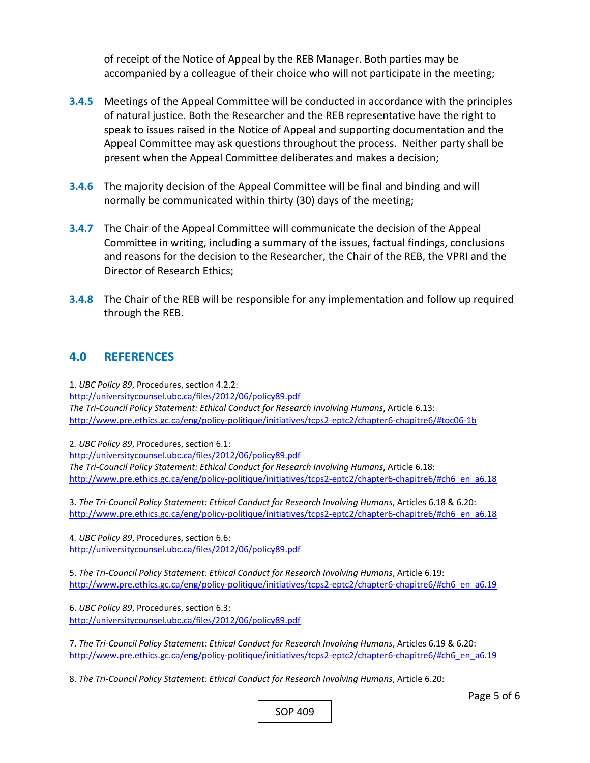of receipt of the Notice of Appeal by the REB Manager. Both parties may be accompanied by a colleague of their choice who will not participate in the meeting;

**3.4.5** Meetings of the Appeal Committee will be conducted in accordance with the principles of natural justice. Both the Researcher and the REB representative have the right to speak to issues raised in the Notice of Appeal and supporting documentation and the Appeal Committee may ask questions throughout the process. Neither party shall be present when the Appeal Committee deliberates and makes a decision;

**3.4.6** The majority decision of the Appeal Committee will be final and binding and will normally be communicated within thirty (30) days of the meeting;

**3.4.7** The Chair of the Appeal Committee will communicate the decision of the Appeal Committee in writing, including a summary of the issues, factual findings, conclusions and reasons for the decision to the Researcher, the Chair of the REB, the VPRI and the Director of Research Ethics;

**3.4.8** The Chair of the REB will be responsible for any implementation and follow up required through the REB.

## 4.0 REFERENCES

1. *UBC Policy 89*, Procedures, section 4.2.2:
http://universitycounsel.ubc.ca/files/2012/06/policy89.pdf
*The Tri-Council Policy Statement: Ethical Conduct for Research Involving Humans*, Article 6.13:
http://www.pre.ethics.gc.ca/eng/policy-politique/initiatives/tcps2-eptc2/chapter6-chapitre6/#toc06-1b

2. *UBC Policy 89*, Procedures, section 6.1:
http://universitycounsel.ubc.ca/files/2012/06/policy89.pdf
*The Tri-Council Policy Statement: Ethical Conduct for Research Involving Humans*, Article 6.18:
http://www.pre.ethics.gc.ca/eng/policy-politique/initiatives/tcps2-eptc2/chapter6-chapitre6/#ch6_en_a6.18

3. *The Tri-Council Policy Statement: Ethical Conduct for Research Involving Humans*, Articles 6.18 & 6.20:
http://www.pre.ethics.gc.ca/eng/policy-politique/initiatives/tcps2-eptc2/chapter6-chapitre6/#ch6_en_a6.18

4. *UBC Policy 89*, Procedures, section 6.6:
http://universitycounsel.ubc.ca/files/2012/06/policy89.pdf

5. *The Tri-Council Policy Statement: Ethical Conduct for Research Involving Humans*, Article 6.19:
http://www.pre.ethics.gc.ca/eng/policy-politique/initiatives/tcps2-eptc2/chapter6-chapitre6/#ch6_en_a6.19

6. *UBC Policy 89*, Procedures, section 6.3:
http://universitycounsel.ubc.ca/files/2012/06/policy89.pdf

7. *The Tri-Council Policy Statement: Ethical Conduct for Research Involving Humans*, Articles 6.19 & 6.20:
http://www.pre.ethics.gc.ca/eng/policy-politique/initiatives/tcps2-eptc2/chapter6-chapitre6/#ch6_en_a6.19

8. *The Tri-Council Policy Statement: Ethical Conduct for Research Involving Humans*, Article 6.20: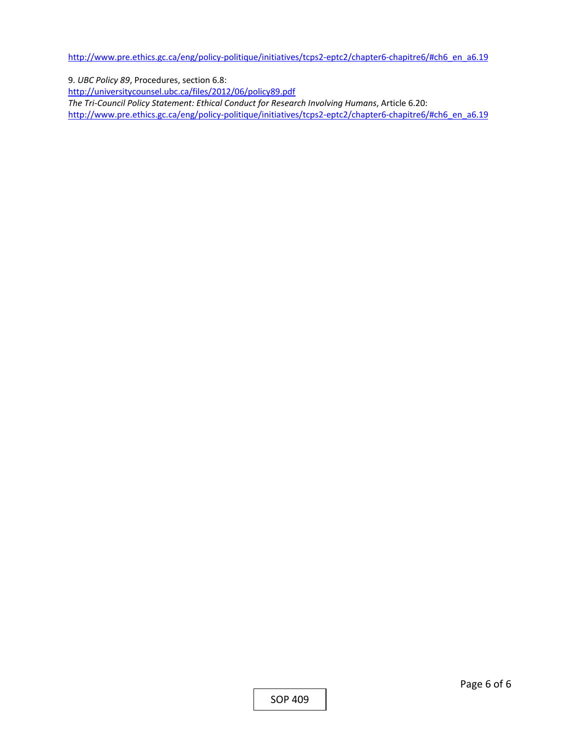http://www.pre.ethics.gc.ca/eng/policy-politique/initiatives/tcps2-eptc2/chapter6-chapitre6/#ch6_en_a6.19

9. *UBC Policy 89*, Procedures, section 6.8:
http://universitycounsel.ubc.ca/files/2012/06/policy89.pdf
*The Tri-Council Policy Statement: Ethical Conduct for Research Involving Humans*, Article 6.20:
http://www.pre.ethics.gc.ca/eng/policy-politique/initiatives/tcps2-eptc2/chapter6-chapitre6/#ch6_en_a6.19